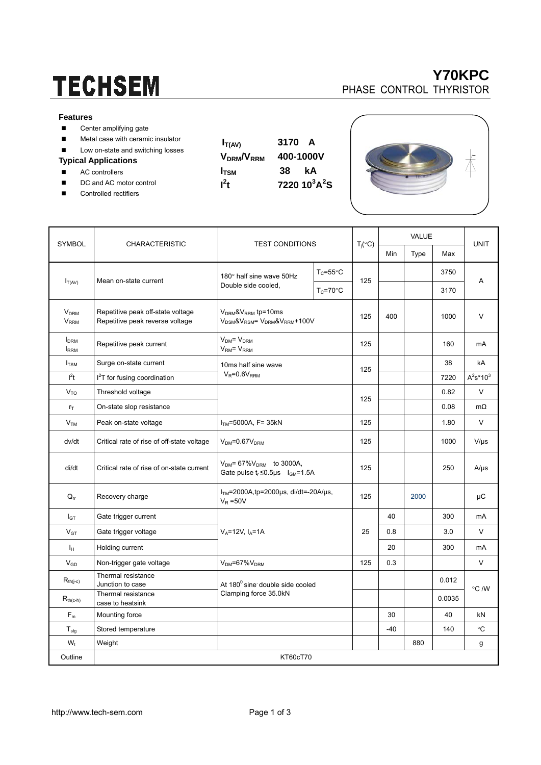# TECHSEM

**Y70KPC**
PHASE CONTROL THYRISTOR

### Features

- Center amplifying gate
- Metal case with ceramic insulator
- Low on-state and switching losses

### Typical Applications

- AC controllers
- DC and AC motor control
- Controlled rectifiers

| | |
|---|---|
| $I_{T(AV)}$ | 3170 A |
| $V_{DRM}/V_{RRM}$ | 400-1000V |
| $I_{TSM}$ | 38 kA |
| $I^2t$ | 7220 $10^3A^2S$ |

| SYMBOL | CHARACTERISTIC | TEST CONDITIONS | | $T_j$(°C) | VALUE | | | UNIT |
|---|---|---|---|---|---|---|---|---|
| | | | | | Min | Type | Max | |
| $I_{T(AV)}$ | Mean on-state current | 180° half sine wave 50Hz Double side cooled, | $T_C$=55°C | 125 | | | 3750 | A |
| | | | $T_C$=70°C | | | | 3170 | |
| $V_{DRM}$ $V_{RRM}$ | Repetitive peak off-state voltage Repetitive peak reverse voltage | $V_{DRM}$&$V_{RRM}$ tp=10ms $V_{DSM}$&$V_{RSM}$= $V_{DRM}$&$V_{RRM}$+100V | | 125 | 400 | | 1000 | V |
| $I_{DRM}$ $I_{RRM}$ | Repetitive peak current | $V_{DM}$= $V_{DRM}$ $V_{RM}$= $V_{RRM}$ | | 125 | | | 160 | mA |
| $I_{TSM}$ | Surge on-state current | 10ms half sine wave $V_R$=0.6$V_{RRM}$ | | 125 | | | 38 | kA |
| $I^2t$ | $I^2T$ for fusing coordination | | | | | | 7220 | $A^2s*10^3$ |
| $V_{TO}$ | Threshold voltage | | | 125 | | | 0.82 | V |
| $r_T$ | On-state slop resistance | | | | | | 0.08 | mΩ |
| $V_{TM}$ | Peak on-state voltage | $I_{TM}$=5000A, F= 35kN | | 125 | | | 1.80 | V |
| dv/dt | Critical rate of rise of off-state voltage | $V_{DM}$=0.67$V_{DRM}$ | | 125 | | | 1000 | V/μs |
| di/dt | Critical rate of rise of on-state current | $V_{DM}$= 67%$V_{DRM}$ to 3000A, Gate pulse $t_r$≤0.5μs $I_{GM}$=1.5A | | 125 | | | 250 | A/μs |
| $Q_{rr}$ | Recovery charge | $I_{TM}$=2000A,tp=2000μs, di/dt=-20A/μs, $V_R$ =50V | | 125 | | 2000 | | μC |
| $I_{GT}$ | Gate trigger current | $V_A$=12V, $I_A$=1A | | 25 | 40 | | 300 | mA |
| $V_{GT}$ | Gate trigger voltage | | | | 0.8 | | 3.0 | V |
| $I_H$ | Holding current | | | | 20 | | 300 | mA |
| $V_{GD}$ | Non-trigger gate voltage | $V_{DM}$=67%$V_{DRM}$ | | 125 | 0.3 | | | V |
| $R_{th(j-c)}$ | Thermal resistance Junction to case | At 180° sine double side cooled Clamping force 35.0kN | | | | | 0.012 | °C /W |
| $R_{th(c-h)}$ | Thermal resistance case to heatsink | | | | | | 0.0035 | |
| $F_m$ | Mounting force | | | | 30 | | 40 | kN |
| $T_{stg}$ | Stored temperature | | | | -40 | | 140 | °C |
| $W_t$ | Weight | | | | | 880 | | g |
| Outline | KT60cT70 | | | | | | | |

http://www.tech-sem.com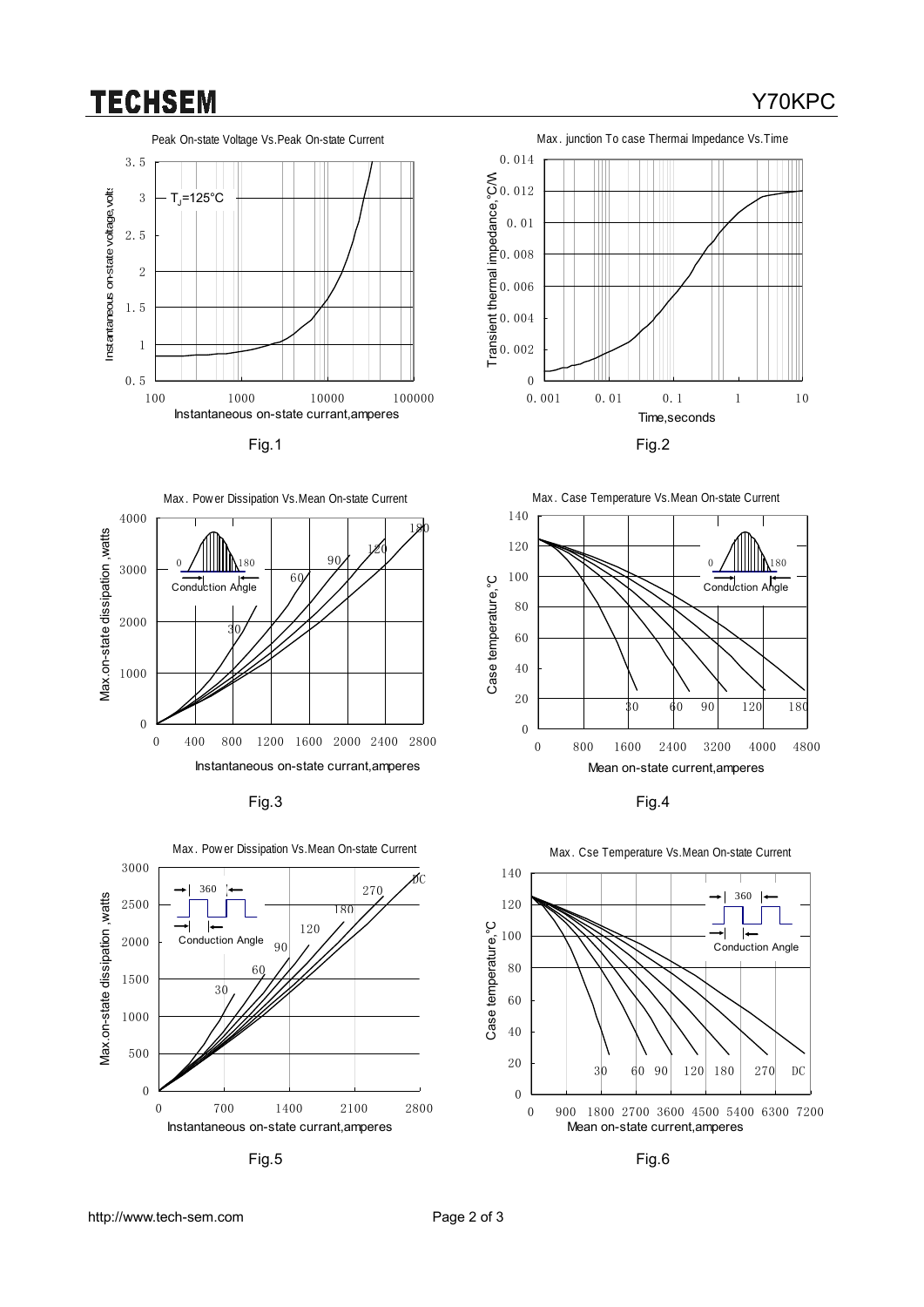Peak On-state Voltage Vs.Peak On-state Current

$T_J$=125°C

Instantaneous on-state voltage,volts

Instantaneous on-state currant,amperes

Fig.1

Max. junction To case Thermai Impedance Vs.Time

Transient thermal impedance,°C/W

Time,seconds

Fig.2

Max. Power Dissipation Vs.Mean On-state Current

Conduction Angle

Max.on-state dissipation ,watts

Instantaneous on-state currant,amperes

Fig.3

Max. Case Temperature Vs.Mean On-state Current

Conduction Angle

Case temperature,°C

Mean on-state current,amperes

Fig.4

Max. Power Dissipation Vs.Mean On-state Current

Conduction Angle

Max.on-state dissipation ,watts

Instantaneous on-state currant,amperes

Fig.5

Max. Cse Temperature Vs.Mean On-state Current

Conduction Angle

Case temperature,°C

Mean on-state current,amperes

Fig.6

http://www.tech-sem.com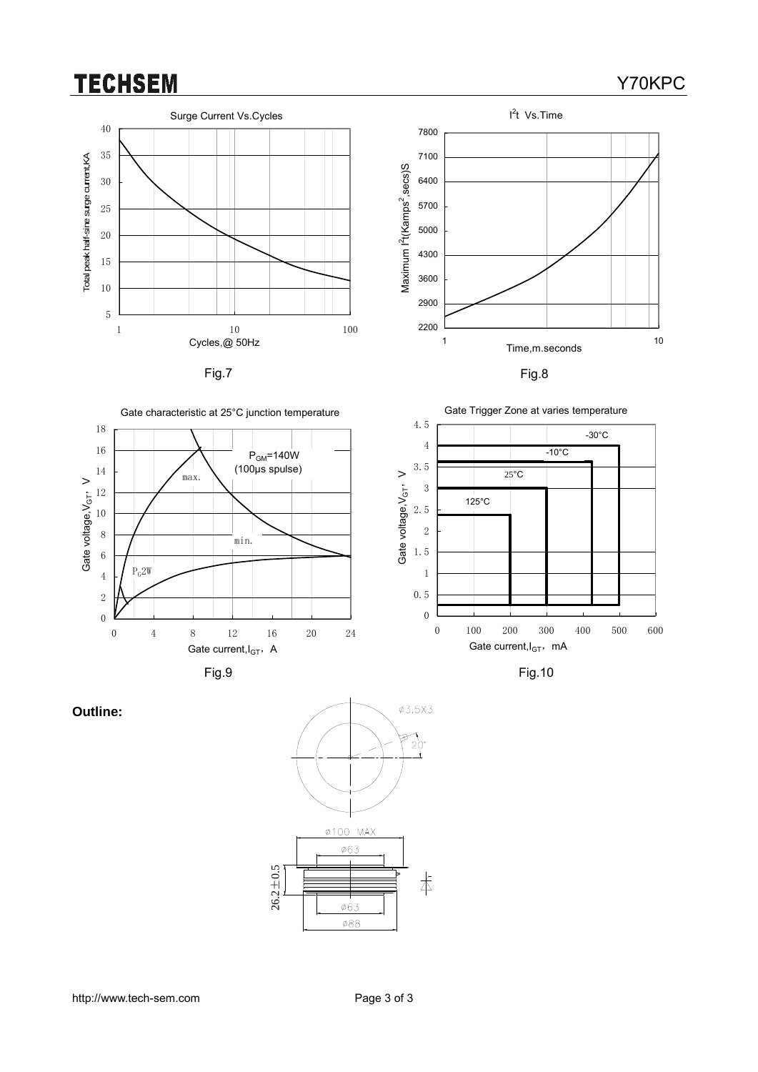Surge Current Vs.Cycles

Total peak half-sine surge current,KA

40
35
30
25
20
15
10
5

1
10
100

Cycles,@ 50Hz

Fig.7

$I^2t$ Vs.Time

Maximum $I^2t$(Kamps$^2$,secs)S

7800
7100
6400
5700
5000
4300
3600
2900
2200

1
10

Time,m.seconds

Fig.8

Gate characteristic at 25°C junction temperature

Gate voltage,$V_{GT}$, V

18
16
14
12
10
8
6
4
2
0

0
4
8
12
16
20
24

Gate current,$I_{GT}$, A

$P_{GM}$=140W (100μs spulse)

max.

min.

$P_G$2W

Fig.9

Gate Trigger Zone at varies temperature

Gate voltage,$V_{GT}$, V

4.5
4
3.5
3
2.5
2
1.5
1
0.5
0

0
100
200
300
400
500
600

Gate current,$I_{GT}$, mA

-30°C

-10°C

25°C

125°C

Fig.10

**Outline:**

Ø3.5X3

20°

Ø100 MAX

Ø63

26.2±0.5

Ø63

Ø88